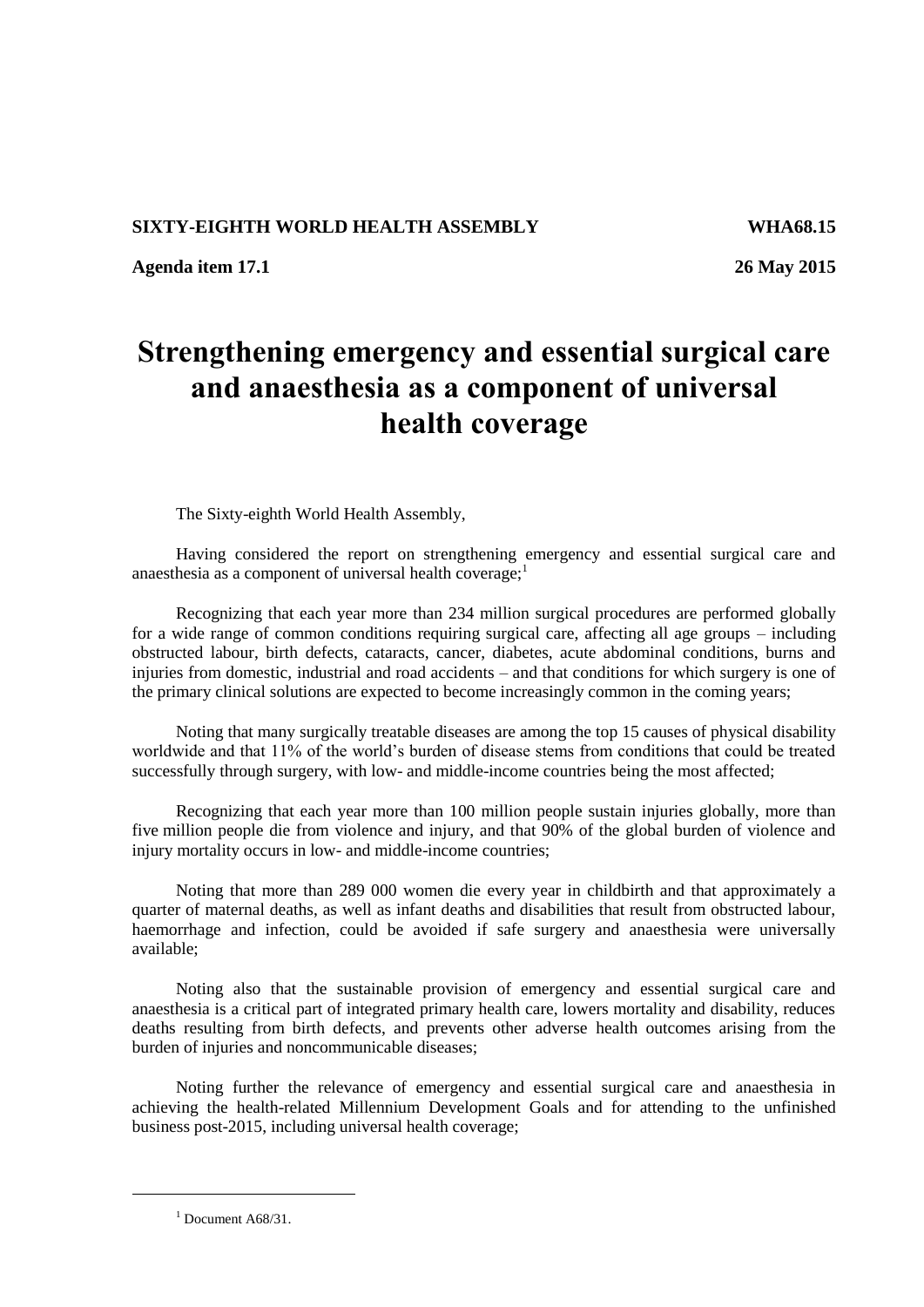**SIXTY-EIGHTH WORLD HEALTH ASSEMBLY** **WHA68.15**

**Agenda item 17.1** **26 May 2015**

# Strengthening emergency and essential surgical care and anaesthesia as a component of universal health coverage

The Sixty-eighth World Health Assembly,

Having considered the report on strengthening emergency and essential surgical care and anaesthesia as a component of universal health coverage;[1]

Recognizing that each year more than 234 million surgical procedures are performed globally for a wide range of common conditions requiring surgical care, affecting all age groups – including obstructed labour, birth defects, cataracts, cancer, diabetes, acute abdominal conditions, burns and injuries from domestic, industrial and road accidents – and that conditions for which surgery is one of the primary clinical solutions are expected to become increasingly common in the coming years;

Noting that many surgically treatable diseases are among the top 15 causes of physical disability worldwide and that 11% of the world's burden of disease stems from conditions that could be treated successfully through surgery, with low- and middle-income countries being the most affected;

Recognizing that each year more than 100 million people sustain injuries globally, more than five million people die from violence and injury, and that 90% of the global burden of violence and injury mortality occurs in low- and middle-income countries;

Noting that more than 289 000 women die every year in childbirth and that approximately a quarter of maternal deaths, as well as infant deaths and disabilities that result from obstructed labour, haemorrhage and infection, could be avoided if safe surgery and anaesthesia were universally available;

Noting also that the sustainable provision of emergency and essential surgical care and anaesthesia is a critical part of integrated primary health care, lowers mortality and disability, reduces deaths resulting from birth defects, and prevents other adverse health outcomes arising from the burden of injuries and noncommunicable diseases;

Noting further the relevance of emergency and essential surgical care and anaesthesia in achieving the health-related Millennium Development Goals and for attending to the unfinished business post-2015, including universal health coverage;

---

[1] Document A68/31.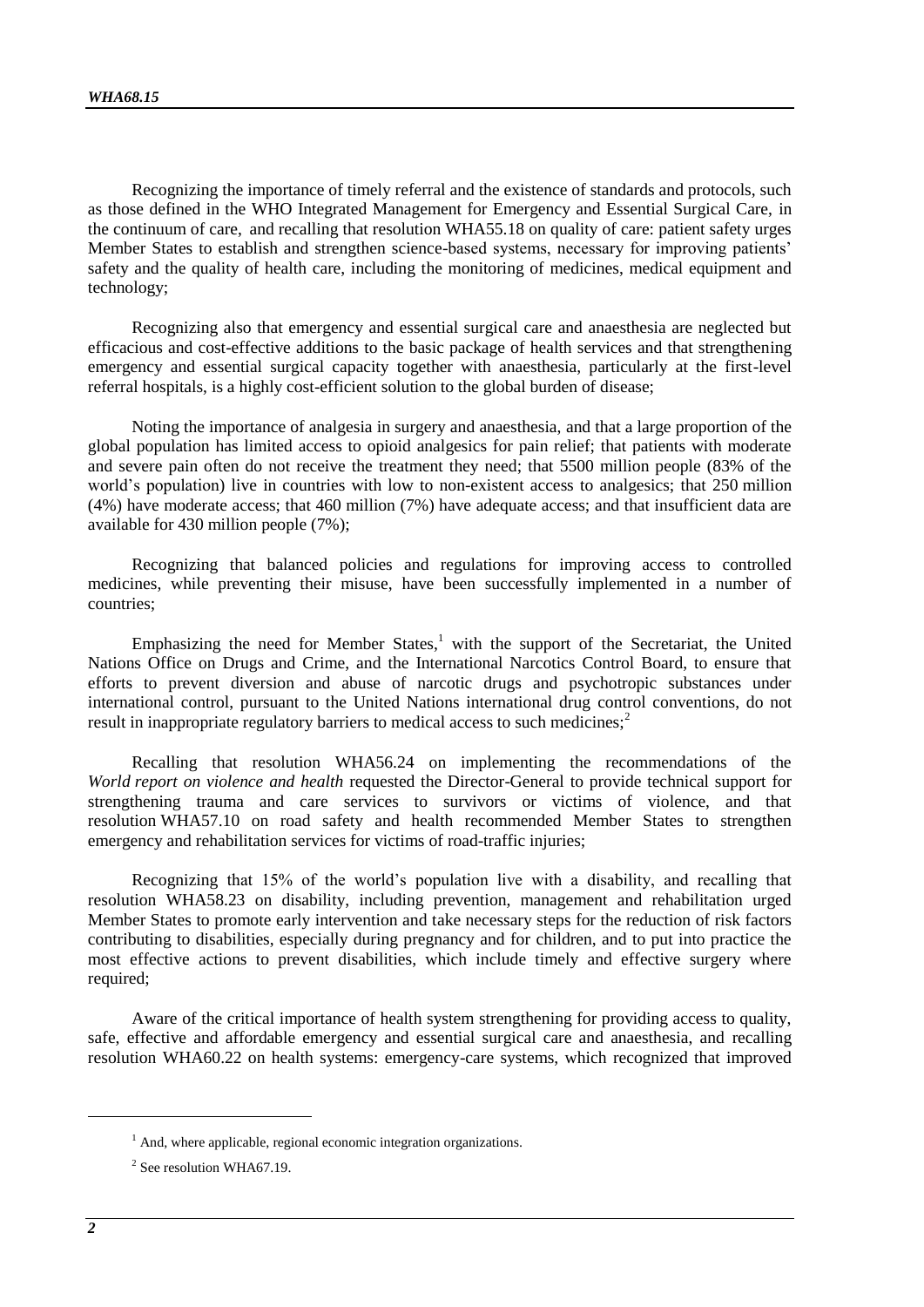Recognizing the importance of timely referral and the existence of standards and protocols, such as those defined in the WHO Integrated Management for Emergency and Essential Surgical Care, in the continuum of care, and recalling that resolution WHA55.18 on quality of care: patient safety urges Member States to establish and strengthen science-based systems, necessary for improving patients' safety and the quality of health care, including the monitoring of medicines, medical equipment and technology;

Recognizing also that emergency and essential surgical care and anaesthesia are neglected but efficacious and cost-effective additions to the basic package of health services and that strengthening emergency and essential surgical capacity together with anaesthesia, particularly at the first-level referral hospitals, is a highly cost-efficient solution to the global burden of disease;

Noting the importance of analgesia in surgery and anaesthesia, and that a large proportion of the global population has limited access to opioid analgesics for pain relief; that patients with moderate and severe pain often do not receive the treatment they need; that 5500 million people (83% of the world's population) live in countries with low to non-existent access to analgesics; that 250 million (4%) have moderate access; that 460 million (7%) have adequate access; and that insufficient data are available for 430 million people (7%);

Recognizing that balanced policies and regulations for improving access to controlled medicines, while preventing their misuse, have been successfully implemented in a number of countries;

Emphasizing the need for Member States,[1] with the support of the Secretariat, the United Nations Office on Drugs and Crime, and the International Narcotics Control Board, to ensure that efforts to prevent diversion and abuse of narcotic drugs and psychotropic substances under international control, pursuant to the United Nations international drug control conventions, do not result in inappropriate regulatory barriers to medical access to such medicines;[2]

Recalling that resolution WHA56.24 on implementing the recommendations of the *World report on violence and health* requested the Director-General to provide technical support for strengthening trauma and care services to survivors or victims of violence, and that resolution WHA57.10 on road safety and health recommended Member States to strengthen emergency and rehabilitation services for victims of road-traffic injuries;

Recognizing that 15% of the world's population live with a disability, and recalling that resolution WHA58.23 on disability, including prevention, management and rehabilitation urged Member States to promote early intervention and take necessary steps for the reduction of risk factors contributing to disabilities, especially during pregnancy and for children, and to put into practice the most effective actions to prevent disabilities, which include timely and effective surgery where required;

Aware of the critical importance of health system strengthening for providing access to quality, safe, effective and affordable emergency and essential surgical care and anaesthesia, and recalling resolution WHA60.22 on health systems: emergency-care systems, which recognized that improved

---

[1] And, where applicable, regional economic integration organizations.

[2] See resolution WHA67.19.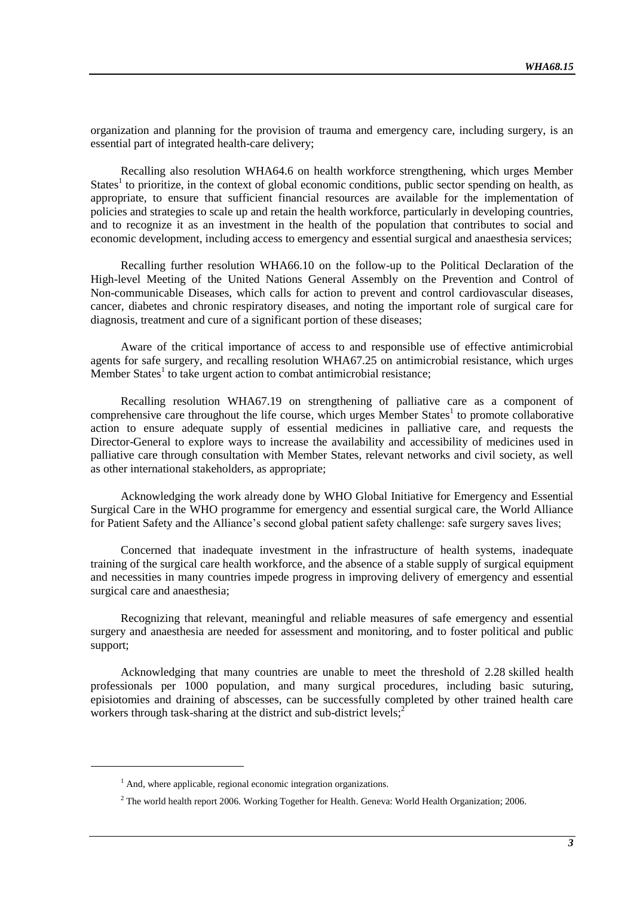organization and planning for the provision of trauma and emergency care, including surgery, is an essential part of integrated health-care delivery;

Recalling also resolution WHA64.6 on health workforce strengthening, which urges Member States[1] to prioritize, in the context of global economic conditions, public sector spending on health, as appropriate, to ensure that sufficient financial resources are available for the implementation of policies and strategies to scale up and retain the health workforce, particularly in developing countries, and to recognize it as an investment in the health of the population that contributes to social and economic development, including access to emergency and essential surgical and anaesthesia services;

Recalling further resolution WHA66.10 on the follow-up to the Political Declaration of the High-level Meeting of the United Nations General Assembly on the Prevention and Control of Non-communicable Diseases, which calls for action to prevent and control cardiovascular diseases, cancer, diabetes and chronic respiratory diseases, and noting the important role of surgical care for diagnosis, treatment and cure of a significant portion of these diseases;

Aware of the critical importance of access to and responsible use of effective antimicrobial agents for safe surgery, and recalling resolution WHA67.25 on antimicrobial resistance, which urges Member States[1] to take urgent action to combat antimicrobial resistance;

Recalling resolution WHA67.19 on strengthening of palliative care as a component of comprehensive care throughout the life course, which urges Member States[1] to promote collaborative action to ensure adequate supply of essential medicines in palliative care, and requests the Director-General to explore ways to increase the availability and accessibility of medicines used in palliative care through consultation with Member States, relevant networks and civil society, as well as other international stakeholders, as appropriate;

Acknowledging the work already done by WHO Global Initiative for Emergency and Essential Surgical Care in the WHO programme for emergency and essential surgical care, the World Alliance for Patient Safety and the Alliance's second global patient safety challenge: safe surgery saves lives;

Concerned that inadequate investment in the infrastructure of health systems, inadequate training of the surgical care health workforce, and the absence of a stable supply of surgical equipment and necessities in many countries impede progress in improving delivery of emergency and essential surgical care and anaesthesia;

Recognizing that relevant, meaningful and reliable measures of safe emergency and essential surgery and anaesthesia are needed for assessment and monitoring, and to foster political and public support;

Acknowledging that many countries are unable to meet the threshold of 2.28 skilled health professionals per 1000 population, and many surgical procedures, including basic suturing, episiotomies and draining of abscesses, can be successfully completed by other trained health care workers through task-sharing at the district and sub-district levels;[2]

---

[1] And, where applicable, regional economic integration organizations.

[2] The world health report 2006. Working Together for Health. Geneva: World Health Organization; 2006.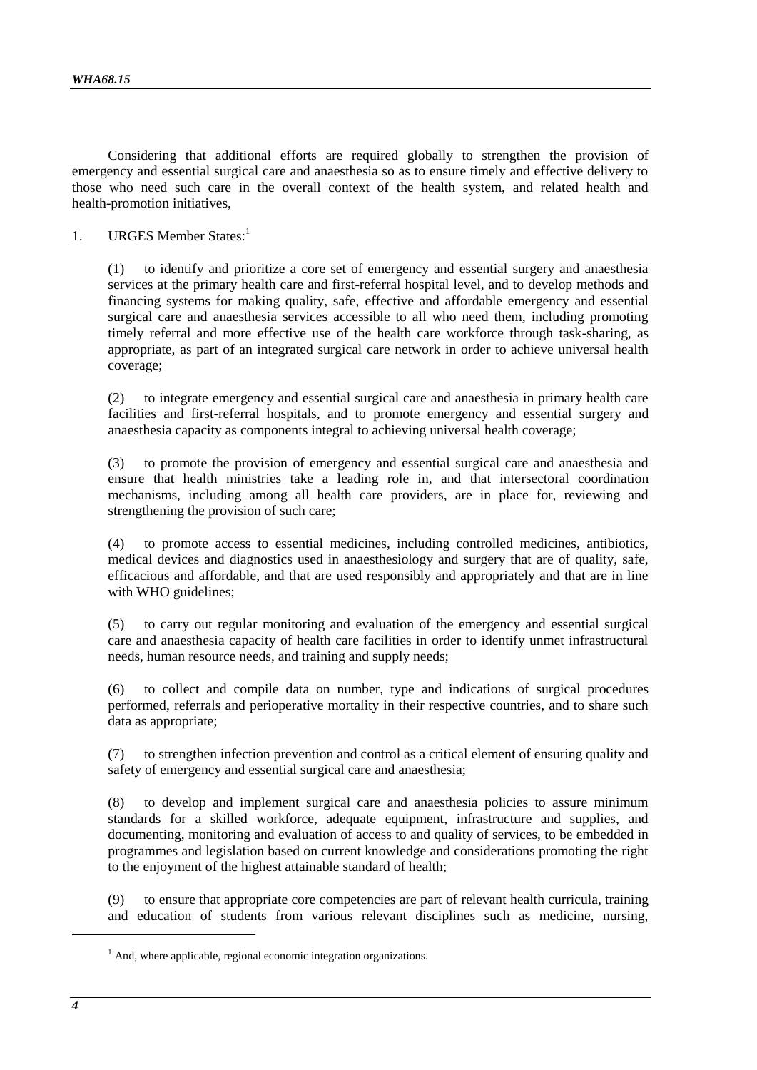Considering that additional efforts are required globally to strengthen the provision of emergency and essential surgical care and anaesthesia so as to ensure timely and effective delivery to those who need such care in the overall context of the health system, and related health and health-promotion initiatives,

1. URGES Member States:[1]

(1) to identify and prioritize a core set of emergency and essential surgery and anaesthesia services at the primary health care and first-referral hospital level, and to develop methods and financing systems for making quality, safe, effective and affordable emergency and essential surgical care and anaesthesia services accessible to all who need them, including promoting timely referral and more effective use of the health care workforce through task-sharing, as appropriate, as part of an integrated surgical care network in order to achieve universal health coverage;

(2) to integrate emergency and essential surgical care and anaesthesia in primary health care facilities and first-referral hospitals, and to promote emergency and essential surgery and anaesthesia capacity as components integral to achieving universal health coverage;

(3) to promote the provision of emergency and essential surgical care and anaesthesia and ensure that health ministries take a leading role in, and that intersectoral coordination mechanisms, including among all health care providers, are in place for, reviewing and strengthening the provision of such care;

(4) to promote access to essential medicines, including controlled medicines, antibiotics, medical devices and diagnostics used in anaesthesiology and surgery that are of quality, safe, efficacious and affordable, and that are used responsibly and appropriately and that are in line with WHO guidelines;

(5) to carry out regular monitoring and evaluation of the emergency and essential surgical care and anaesthesia capacity of health care facilities in order to identify unmet infrastructural needs, human resource needs, and training and supply needs;

(6) to collect and compile data on number, type and indications of surgical procedures performed, referrals and perioperative mortality in their respective countries, and to share such data as appropriate;

(7) to strengthen infection prevention and control as a critical element of ensuring quality and safety of emergency and essential surgical care and anaesthesia;

(8) to develop and implement surgical care and anaesthesia policies to assure minimum standards for a skilled workforce, adequate equipment, infrastructure and supplies, and documenting, monitoring and evaluation of access to and quality of services, to be embedded in programmes and legislation based on current knowledge and considerations promoting the right to the enjoyment of the highest attainable standard of health;

(9) to ensure that appropriate core competencies are part of relevant health curricula, training and education of students from various relevant disciplines such as medicine, nursing,

---

[1] And, where applicable, regional economic integration organizations.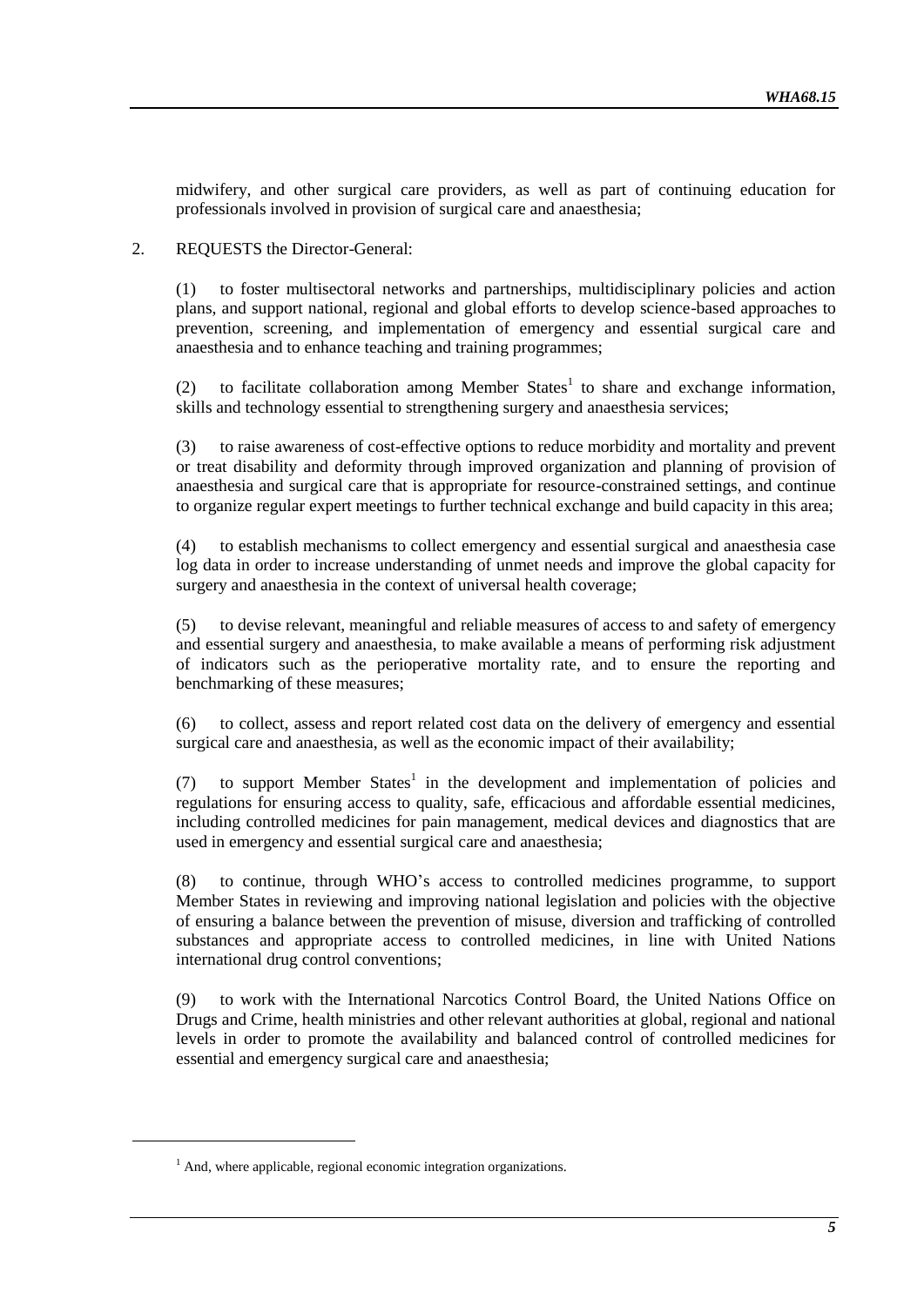midwifery, and other surgical care providers, as well as part of continuing education for professionals involved in provision of surgical care and anaesthesia;

2. REQUESTS the Director-General:

(1) to foster multisectoral networks and partnerships, multidisciplinary policies and action plans, and support national, regional and global efforts to develop science-based approaches to prevention, screening, and implementation of emergency and essential surgical care and anaesthesia and to enhance teaching and training programmes;

(2) to facilitate collaboration among Member States[1] to share and exchange information, skills and technology essential to strengthening surgery and anaesthesia services;

(3) to raise awareness of cost-effective options to reduce morbidity and mortality and prevent or treat disability and deformity through improved organization and planning of provision of anaesthesia and surgical care that is appropriate for resource-constrained settings, and continue to organize regular expert meetings to further technical exchange and build capacity in this area;

(4) to establish mechanisms to collect emergency and essential surgical and anaesthesia case log data in order to increase understanding of unmet needs and improve the global capacity for surgery and anaesthesia in the context of universal health coverage;

(5) to devise relevant, meaningful and reliable measures of access to and safety of emergency and essential surgery and anaesthesia, to make available a means of performing risk adjustment of indicators such as the perioperative mortality rate, and to ensure the reporting and benchmarking of these measures;

(6) to collect, assess and report related cost data on the delivery of emergency and essential surgical care and anaesthesia, as well as the economic impact of their availability;

(7) to support Member States[1] in the development and implementation of policies and regulations for ensuring access to quality, safe, efficacious and affordable essential medicines, including controlled medicines for pain management, medical devices and diagnostics that are used in emergency and essential surgical care and anaesthesia;

(8) to continue, through WHO's access to controlled medicines programme, to support Member States in reviewing and improving national legislation and policies with the objective of ensuring a balance between the prevention of misuse, diversion and trafficking of controlled substances and appropriate access to controlled medicines, in line with United Nations international drug control conventions;

(9) to work with the International Narcotics Control Board, the United Nations Office on Drugs and Crime, health ministries and other relevant authorities at global, regional and national levels in order to promote the availability and balanced control of controlled medicines for essential and emergency surgical care and anaesthesia;

---

[1] And, where applicable, regional economic integration organizations.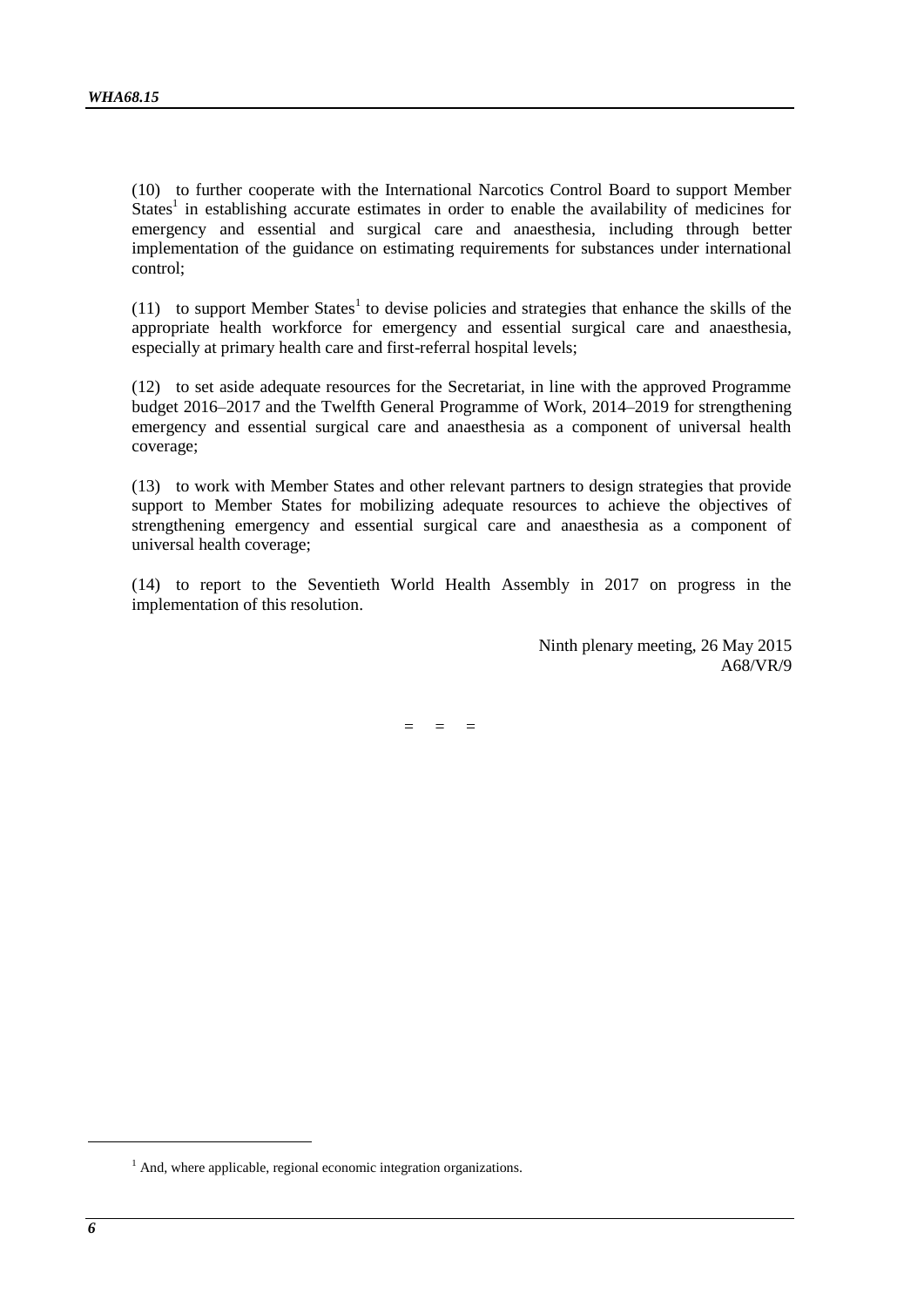(10) to further cooperate with the International Narcotics Control Board to support Member States[1] in establishing accurate estimates in order to enable the availability of medicines for emergency and essential and surgical care and anaesthesia, including through better implementation of the guidance on estimating requirements for substances under international control;

(11) to support Member States[1] to devise policies and strategies that enhance the skills of the appropriate health workforce for emergency and essential surgical care and anaesthesia, especially at primary health care and first-referral hospital levels;

(12) to set aside adequate resources for the Secretariat, in line with the approved Programme budget 2016–2017 and the Twelfth General Programme of Work, 2014–2019 for strengthening emergency and essential surgical care and anaesthesia as a component of universal health coverage;

(13) to work with Member States and other relevant partners to design strategies that provide support to Member States for mobilizing adequate resources to achieve the objectives of strengthening emergency and essential surgical care and anaesthesia as a component of universal health coverage;

(14) to report to the Seventieth World Health Assembly in 2017 on progress in the implementation of this resolution.

Ninth plenary meeting, 26 May 2015
A68/VR/9

= = =

[1] And, where applicable, regional economic integration organizations.